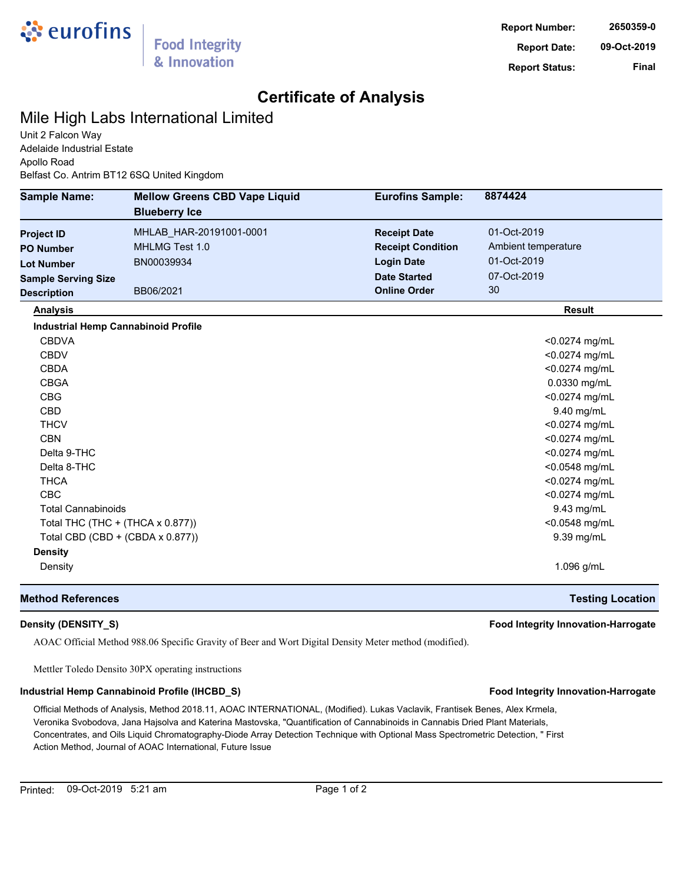eurofins | Food Integrity & Innovation

| | |
|---|---|
| **Report Number:** | 2650359-0 |
| **Report Date:** | 09-Oct-2019 |
| **Report Status:** | Final |

# Certificate of Analysis

## Mile High Labs International Limited

Unit 2 Falcon Way
Adelaide Industrial Estate
Apollo Road
Belfast Co. Antrim BT12 6SQ United Kingdom

| **Sample Name:** | **Mellow Greens CBD Vape Liquid Blueberry Ice** | **Eurofins Sample:** | **8874424** |
|---|---|---|---|
| **Project ID** | MHLAB_HAR-20191001-0001 | **Receipt Date** | 01-Oct-2019 |
| **PO Number** | MHLMG Test 1.0 | **Receipt Condition** | Ambient temperature |
| **Lot Number** | BN00039934 | **Login Date** | 01-Oct-2019 |
| **Sample Serving Size** | | **Date Started** | 07-Oct-2019 |
| **Description** | BB06/2021 | **Online Order** | 30 |

| **Analysis** | **Result** |
|---|---|
| **Industrial Hemp Cannabinoid Profile** | |
| CBDVA | <0.0274 mg/mL |
| CBDV | <0.0274 mg/mL |
| CBDA | <0.0274 mg/mL |
| CBGA | 0.0330 mg/mL |
| CBG | <0.0274 mg/mL |
| CBD | 9.40 mg/mL |
| THCV | <0.0274 mg/mL |
| CBN | <0.0274 mg/mL |
| Delta 9-THC | <0.0274 mg/mL |
| Delta 8-THC | <0.0548 mg/mL |
| THCA | <0.0274 mg/mL |
| CBC | <0.0274 mg/mL |
| Total Cannabinoids | 9.43 mg/mL |
| Total THC (THC + (THCA x 0.877)) | <0.0548 mg/mL |
| Total CBD (CBD + (CBDA x 0.877)) | 9.39 mg/mL |
| **Density** | |
| Density | 1.096 g/mL |

| **Method References** | **Testing Location** |
|---|---|

**Density (DENSITY_S)** — **Food Integrity Innovation-Harrogate**

AOAC Official Method 988.06 Specific Gravity of Beer and Wort Digital Density Meter method (modified).

Mettler Toledo Densito 30PX operating instructions

**Industrial Hemp Cannabinoid Profile (IHCBD_S)** — **Food Integrity Innovation-Harrogate**

Official Methods of Analysis, Method 2018.11, AOAC INTERNATIONAL, (Modified). Lukas Vaclavik, Frantisek Benes, Alex Krmela, Veronika Svobodova, Jana Hajsolva and Katerina Mastovska, "Quantification of Cannabinoids in Cannabis Dried Plant Materials, Concentrates, and Oils Liquid Chromatography-Diode Array Detection Technique with Optional Mass Spectrometric Detection, " First Action Method, Journal of AOAC International, Future Issue

Printed: 09-Oct-2019 5:21 am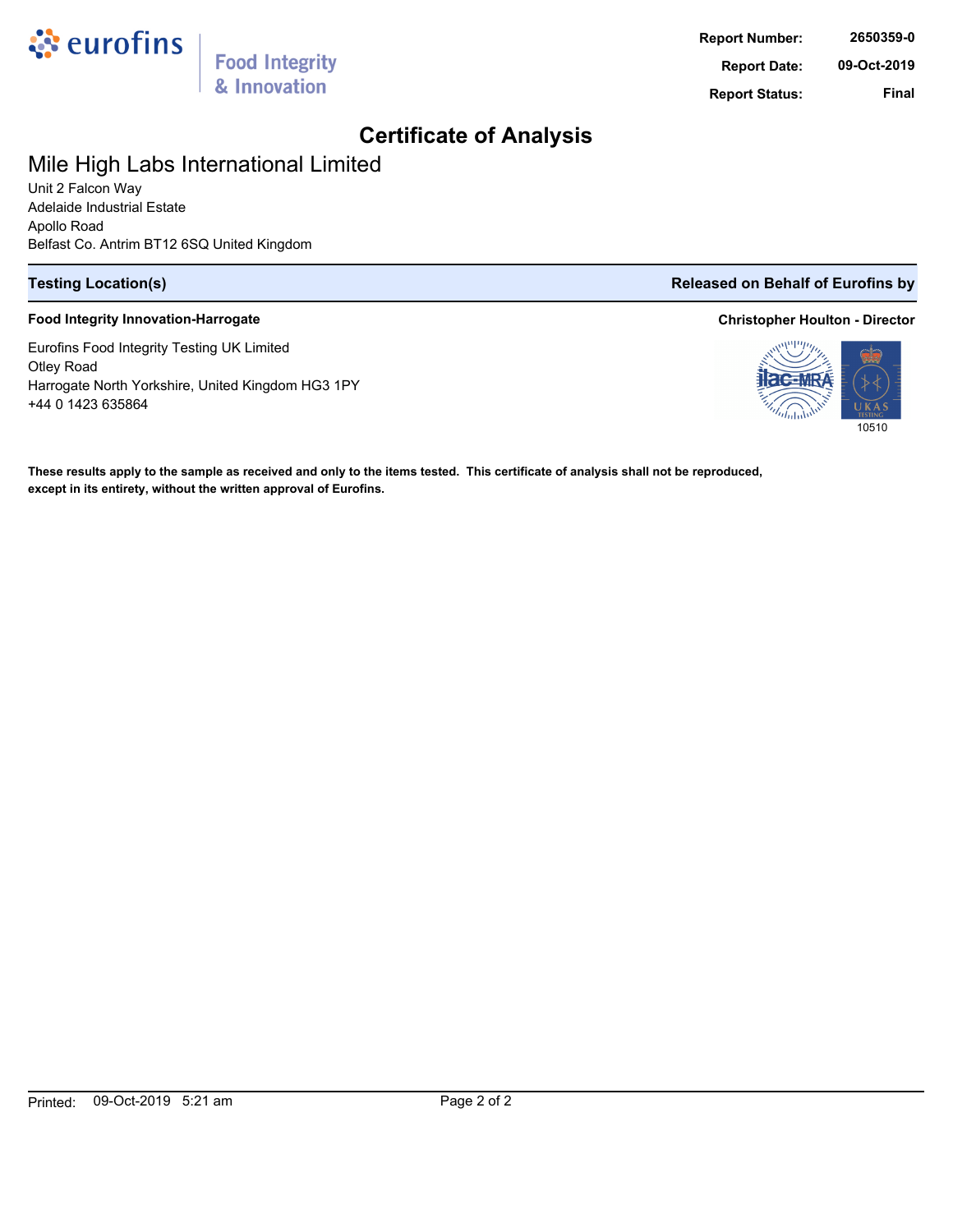| | |
|---|---|
| **Report Number:** | **2650359-0** |
| **Report Date:** | **09-Oct-2019** |
| **Report Status:** | **Final** |

# Certificate of Analysis

## Mile High Labs International Limited

Unit 2 Falcon Way
Adelaide Industrial Estate
Apollo Road
Belfast Co. Antrim BT12 6SQ United Kingdom

| Testing Location(s) | Released on Behalf of Eurofins by |
|---|---|
| **Food Integrity Innovation-Harrogate** | **Christopher Houlton - Director** |

Eurofins Food Integrity Testing UK Limited
Otley Road
Harrogate North Yorkshire, United Kingdom HG3 1PY
+44 0 1423 635864

10510

**These results apply to the sample as received and only to the items tested. This certificate of analysis shall not be reproduced, except in its entirety, without the written approval of Eurofins.**

Printed: 09-Oct-2019 5:21 am